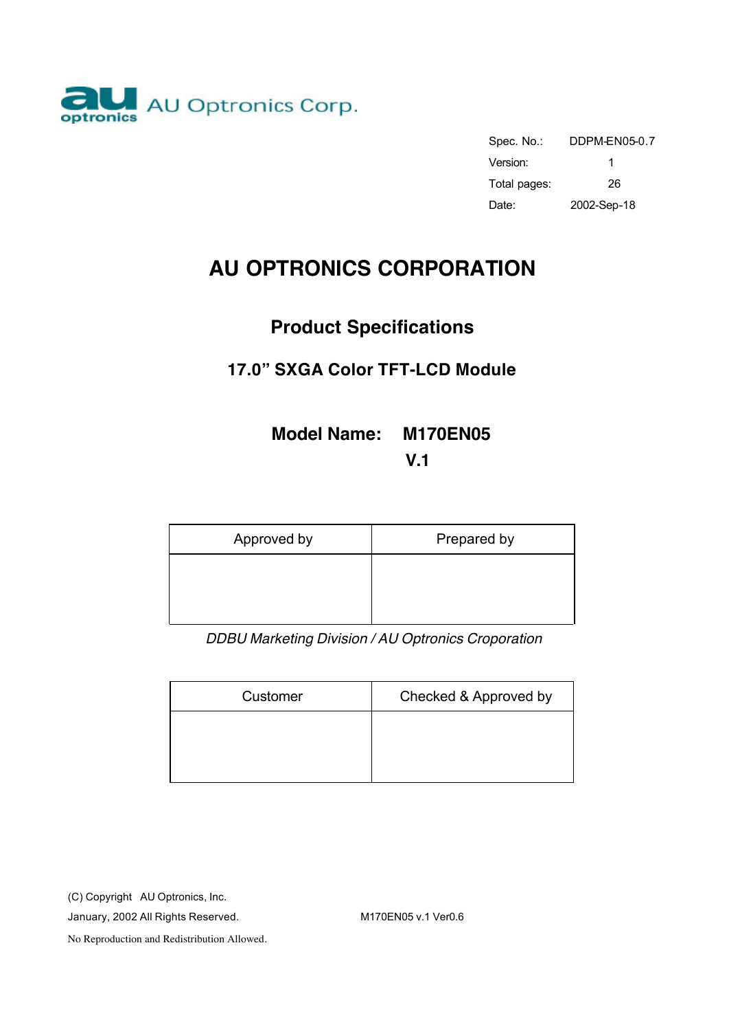AU Optronics Corp.

| Spec. No.: | DDPM-EN05-0.7 |
|---|---|
| Version: | 1 |
| Total pages: | 26 |
| Date: | 2002-Sep-18 |

# AU OPTRONICS CORPORATION

## Product Specifications

### 17.0” SXGA Color TFT-LCD Module

**Model Name: M170EN05**
**V.1**

| Approved by | Prepared by |
|---|---|
| | |

*DDBU Marketing Division / AU Optronics Croporation*

| Customer | Checked & Approved by |
|---|---|
| | |

(C) Copyright AU Optronics, Inc.
January, 2002 All Rights Reserved. M170EN05 v.1 Ver0.6
No Reproduction and Redistribution Allowed.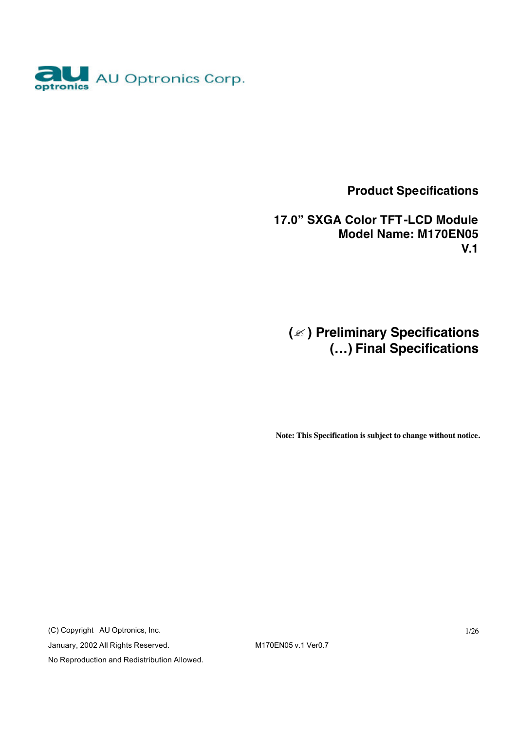AU Optronics Corp.

**Product Specifications**

**17.0" SXGA Color TFT-LCD Module**
**Model Name: M170EN05**
**V.1**

**( ✍ ) Preliminary Specifications**
**(…) Final Specifications**

**Note: This Specification is subject to change without notice.**

(C) Copyright AU Optronics, Inc.
January, 2002 All Rights Reserved.
No Reproduction and Redistribution Allowed.

M170EN05 v.1 Ver0.7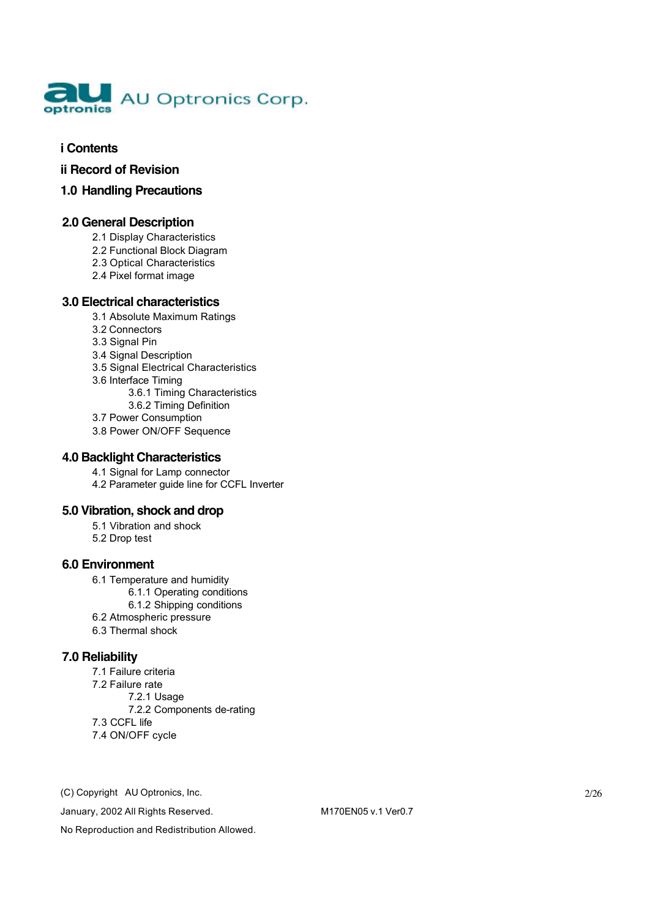**i Contents**

**ii Record of Revision**

**1.0 Handling Precautions**

**2.0 General Description**

- 2.1 Display Characteristics
- 2.2 Functional Block Diagram
- 2.3 Optical Characteristics
- 2.4 Pixel format image

**3.0 Electrical characteristics**

- 3.1 Absolute Maximum Ratings
- 3.2 Connectors
- 3.3 Signal Pin
- 3.4 Signal Description
- 3.5 Signal Electrical Characteristics
- 3.6 Interface Timing
  - 3.6.1 Timing Characteristics
  - 3.6.2 Timing Definition
- 3.7 Power Consumption
- 3.8 Power ON/OFF Sequence

**4.0 Backlight Characteristics**

- 4.1 Signal for Lamp connector
- 4.2 Parameter guide line for CCFL Inverter

**5.0 Vibration, shock and drop**

- 5.1 Vibration and shock
- 5.2 Drop test

**6.0 Environment**

- 6.1 Temperature and humidity
  - 6.1.1 Operating conditions
  - 6.1.2 Shipping conditions
- 6.2 Atmospheric pressure
- 6.3 Thermal shock

**7.0 Reliability**

- 7.1 Failure criteria
- 7.2 Failure rate
  - 7.2.1 Usage
  - 7.2.2 Components de-rating
- 7.3 CCFL life
- 7.4 ON/OFF cycle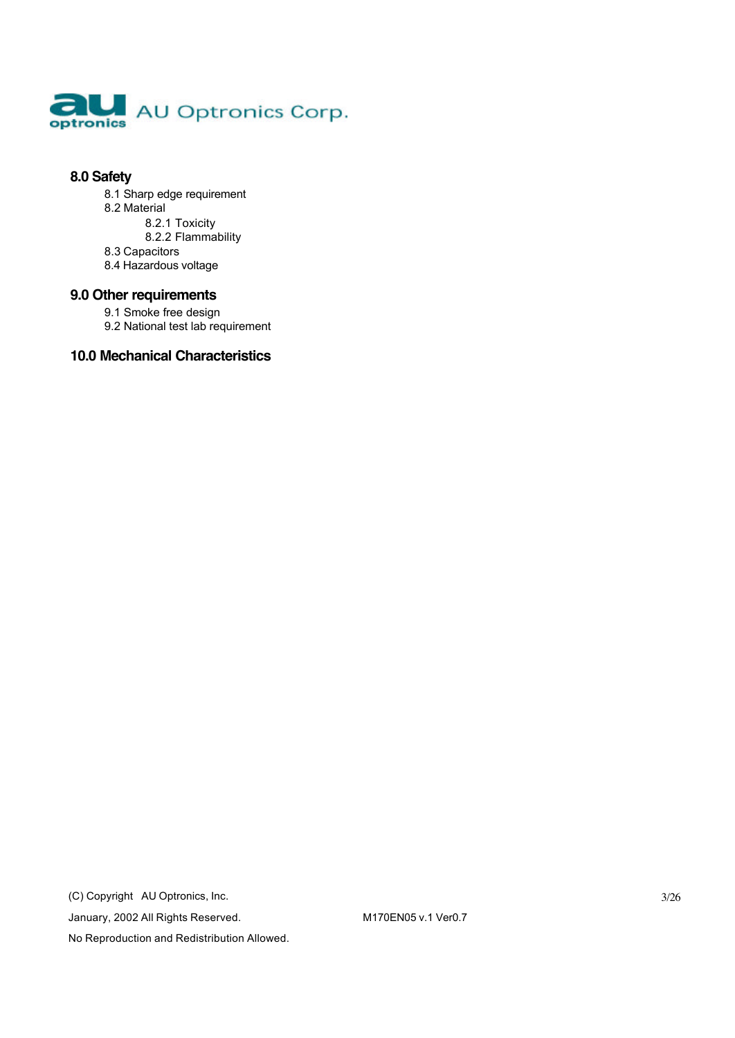## 8.0 Safety

- 8.1 Sharp edge requirement
- 8.2 Material
  - 8.2.1 Toxicity
  - 8.2.2 Flammability
- 8.3 Capacitors
- 8.4 Hazardous voltage

## 9.0 Other requirements

- 9.1 Smoke free design
- 9.2 National test lab requirement

## 10.0 Mechanical Characteristics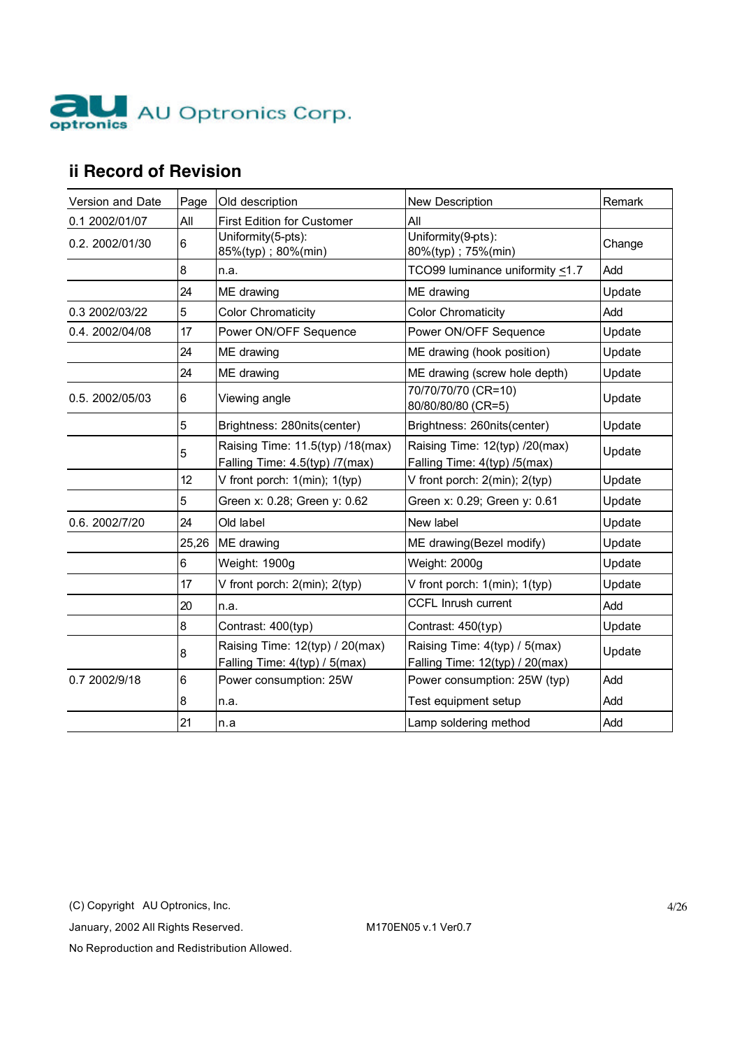## ii Record of Revision

| Version and Date | Page | Old description | New Description | Remark |
|---|---|---|---|---|
| 0.1 2002/01/07 | All | First Edition for Customer | All | |
| 0.2. 2002/01/30 | 6 | Uniformity(5-pts):<br>85%(typ) ; 80%(min) | Uniformity(9-pts):<br>80%(typ) ; 75%(min) | Change |
| | 8 | n.a. | TCO99 luminance uniformity ≤1.7 | Add |
| | 24 | ME drawing | ME drawing | Update |
| 0.3 2002/03/22 | 5 | Color Chromaticity | Color Chromaticity | Add |
| 0.4. 2002/04/08 | 17 | Power ON/OFF Sequence | Power ON/OFF Sequence | Update |
| | 24 | ME drawing | ME drawing (hook position) | Update |
| | 24 | ME drawing | ME drawing (screw hole depth) | Update |
| 0.5. 2002/05/03 | 6 | Viewing angle | 70/70/70/70 (CR=10)<br>80/80/80/80 (CR=5) | Update |
| | 5 | Brightness: 280nits(center) | Brightness: 260nits(center) | Update |
| | 5 | Raising Time: 11.5(typ) /18(max)<br>Falling Time: 4.5(typ) /7(max) | Raising Time: 12(typ) /20(max)<br>Falling Time: 4(typ) /5(max) | Update |
| | 12 | V front porch: 1(min); 1(typ) | V front porch: 2(min); 2(typ) | Update |
| | 5 | Green x: 0.28; Green y: 0.62 | Green x: 0.29; Green y: 0.61 | Update |
| 0.6. 2002/7/20 | 24 | Old label | New label | Update |
| | 25,26 | ME drawing | ME drawing(Bezel modify) | Update |
| | 6 | Weight: 1900g | Weight: 2000g | Update |
| | 17 | V front porch: 2(min); 2(typ) | V front porch: 1(min); 1(typ) | Update |
| | 20 | n.a. | CCFL Inrush current | Add |
| | 8 | Contrast: 400(typ) | Contrast: 450(typ) | Update |
| | 8 | Raising Time: 12(typ) / 20(max)<br>Falling Time: 4(typ) / 5(max) | Raising Time: 4(typ) / 5(max)<br>Falling Time: 12(typ) / 20(max) | Update |
| 0.7 2002/9/18 | 6 | Power consumption: 25W | Power consumption: 25W (typ) | Add |
| | 8 | n.a. | Test equipment setup | Add |
| | 21 | n.a | Lamp soldering method | Add |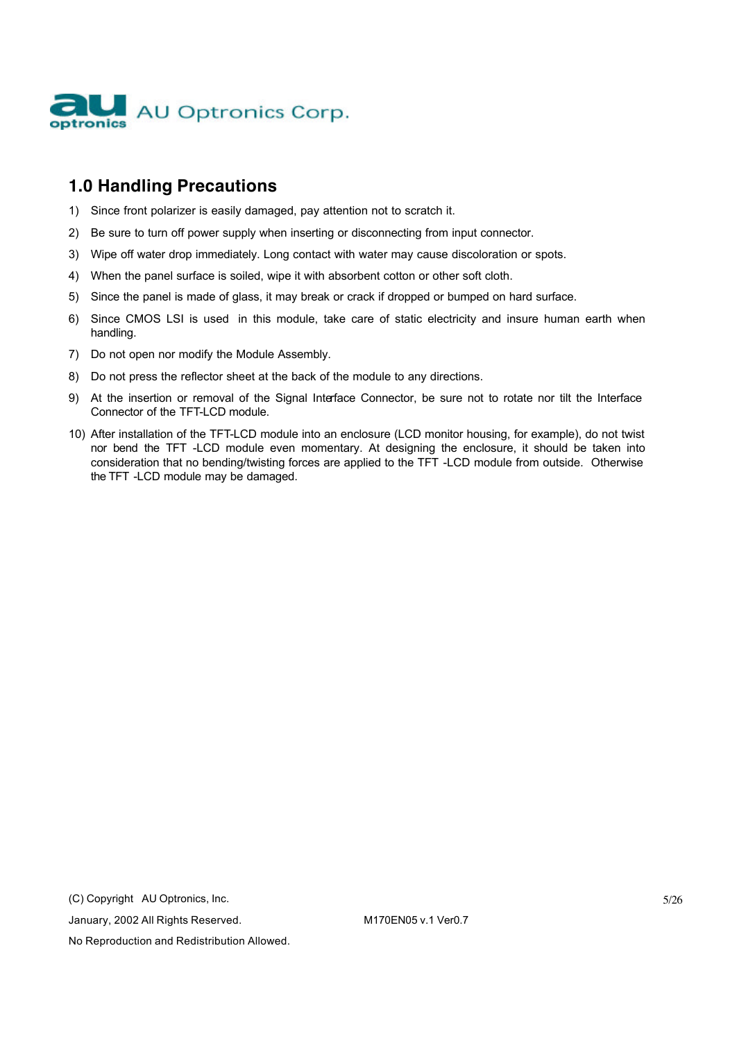## 1.0 Handling Precautions

1) Since front polarizer is easily damaged, pay attention not to scratch it.
2) Be sure to turn off power supply when inserting or disconnecting from input connector.
3) Wipe off water drop immediately. Long contact with water may cause discoloration or spots.
4) When the panel surface is soiled, wipe it with absorbent cotton or other soft cloth.
5) Since the panel is made of glass, it may break or crack if dropped or bumped on hard surface.
6) Since CMOS LSI is used in this module, take care of static electricity and insure human earth when handling.
7) Do not open nor modify the Module Assembly.
8) Do not press the reflector sheet at the back of the module to any directions.
9) At the insertion or removal of the Signal Interface Connector, be sure not to rotate nor tilt the Interface Connector of the TFT-LCD module.
10) After installation of the TFT-LCD module into an enclosure (LCD monitor housing, for example), do not twist nor bend the TFT -LCD module even momentary. At designing the enclosure, it should be taken into consideration that no bending/twisting forces are applied to the TFT -LCD module from outside. Otherwise the TFT -LCD module may be damaged.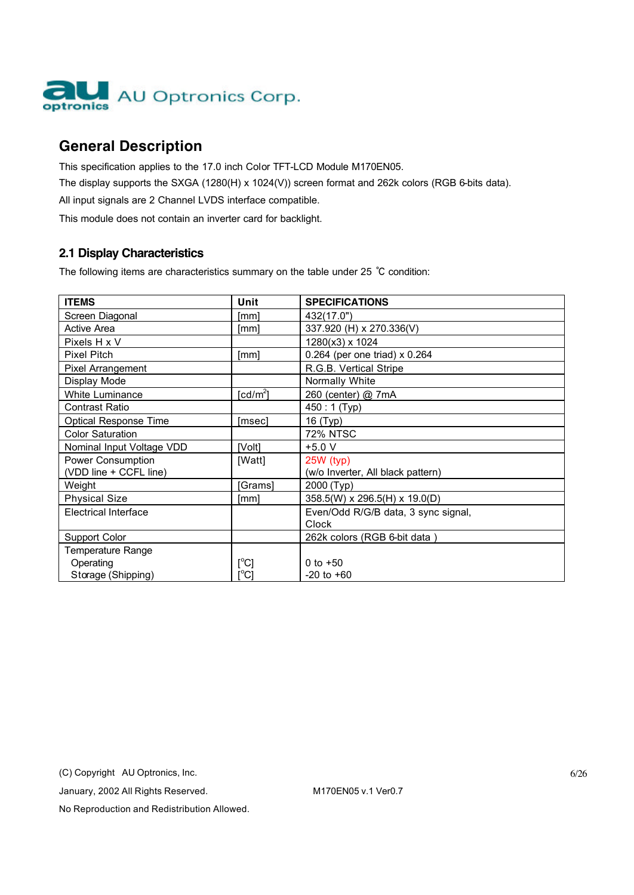## General Description

This specification applies to the 17.0 inch Color TFT-LCD Module M170EN05.

The display supports the SXGA (1280(H) x 1024(V)) screen format and 262k colors (RGB 6-bits data).

All input signals are 2 Channel LVDS interface compatible.

This module does not contain an inverter card for backlight.

### 2.1 Display Characteristics

The following items are characteristics summary on the table under 25 ℃ condition:

| ITEMS | Unit | SPECIFICATIONS |
|---|---|---|
| Screen Diagonal | [mm] | 432(17.0") |
| Active Area | [mm] | 337.920 (H) x 270.336(V) |
| Pixels H x V | | 1280(x3) x 1024 |
| Pixel Pitch | [mm] | 0.264 (per one triad) x 0.264 |
| Pixel Arrangement | | R.G.B. Vertical Stripe |
| Display Mode | | Normally White |
| White Luminance | [cd/m$^2$] | 260 (center) @ 7mA |
| Contrast Ratio | | 450 : 1 (Typ) |
| Optical Response Time | [msec] | 16 (Typ) |
| Color Saturation | | 72% NTSC |
| Nominal Input Voltage VDD | [Volt] | +5.0 V |
| Power Consumption (VDD line + CCFL line) | [Watt] | 25W (typ) (w/o Inverter, All black pattern) |
| Weight | [Grams] | 2000 (Typ) |
| Physical Size | [mm] | 358.5(W) x 296.5(H) x 19.0(D) |
| Electrical Interface | | Even/Odd R/G/B data, 3 sync signal, Clock |
| Support Color | | 262k colors (RGB 6-bit data ) |
| Temperature Range<br>Operating<br>Storage (Shipping) | <br>[°C]<br>[°C] | <br>0 to +50<br>-20 to +60 |

(C) Copyright AU Optronics, Inc.

January, 2002 All Rights Reserved. M170EN05 v.1 Ver0.7

No Reproduction and Redistribution Allowed.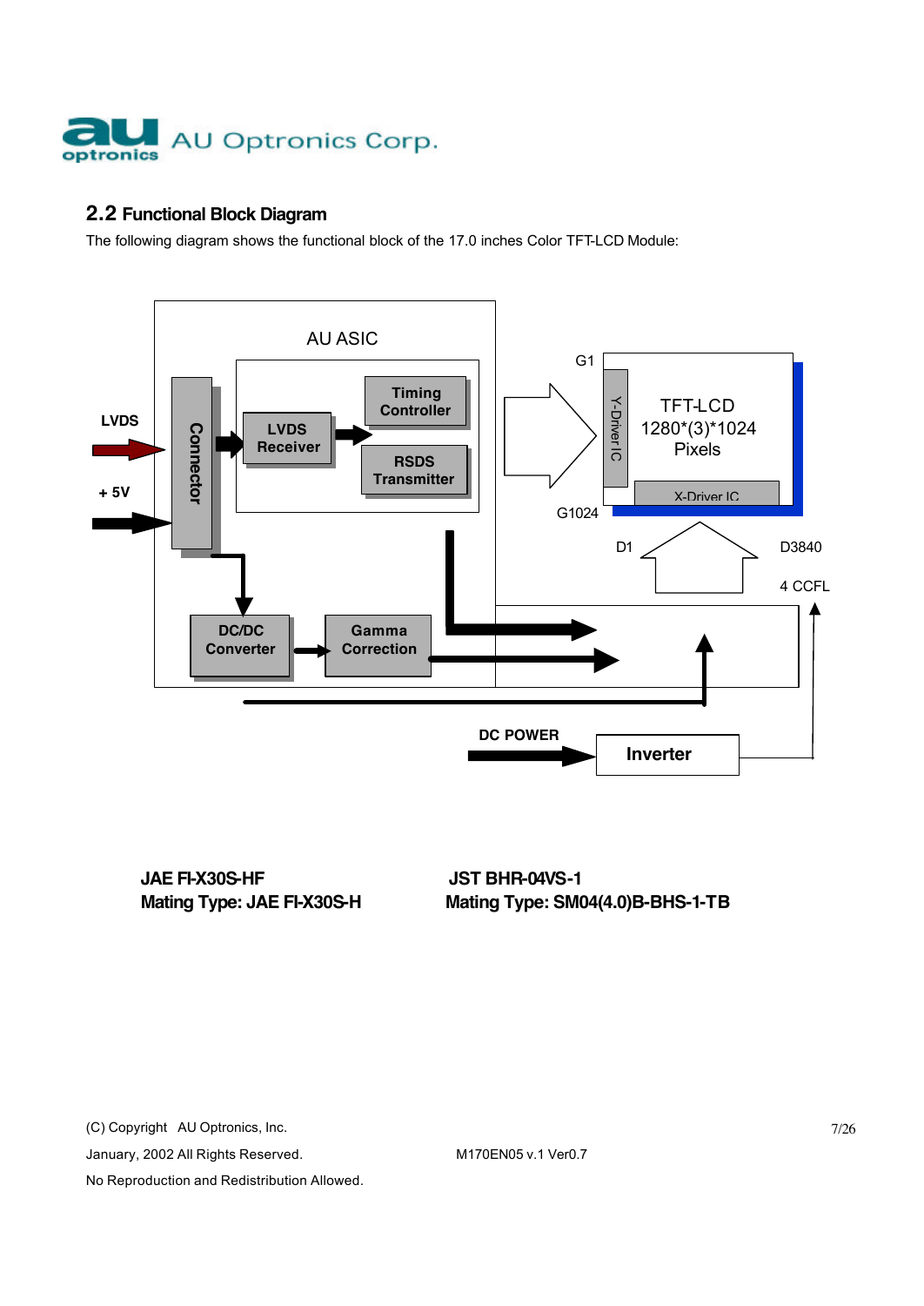## 2.2 Functional Block Diagram

The following diagram shows the functional block of the 17.0 inches Color TFT-LCD Module:

AU ASIC

LVDS

+ 5V

Connector

LVDS Receiver

Timing Controller

RSDS Transmitter

DC/DC Converter

Gamma Correction

G1

G1024

Y-Driver IC

TFT-LCD 1280*(3)*1024 Pixels

X-Driver IC

D1

D3840

4 CCFL

DC POWER

Inverter

**JAE FI-X30S-HF**
**Mating Type: JAE FI-X30S-H**

**JST BHR-04VS-1**
**Mating Type: SM04(4.0)B-BHS-1-TB**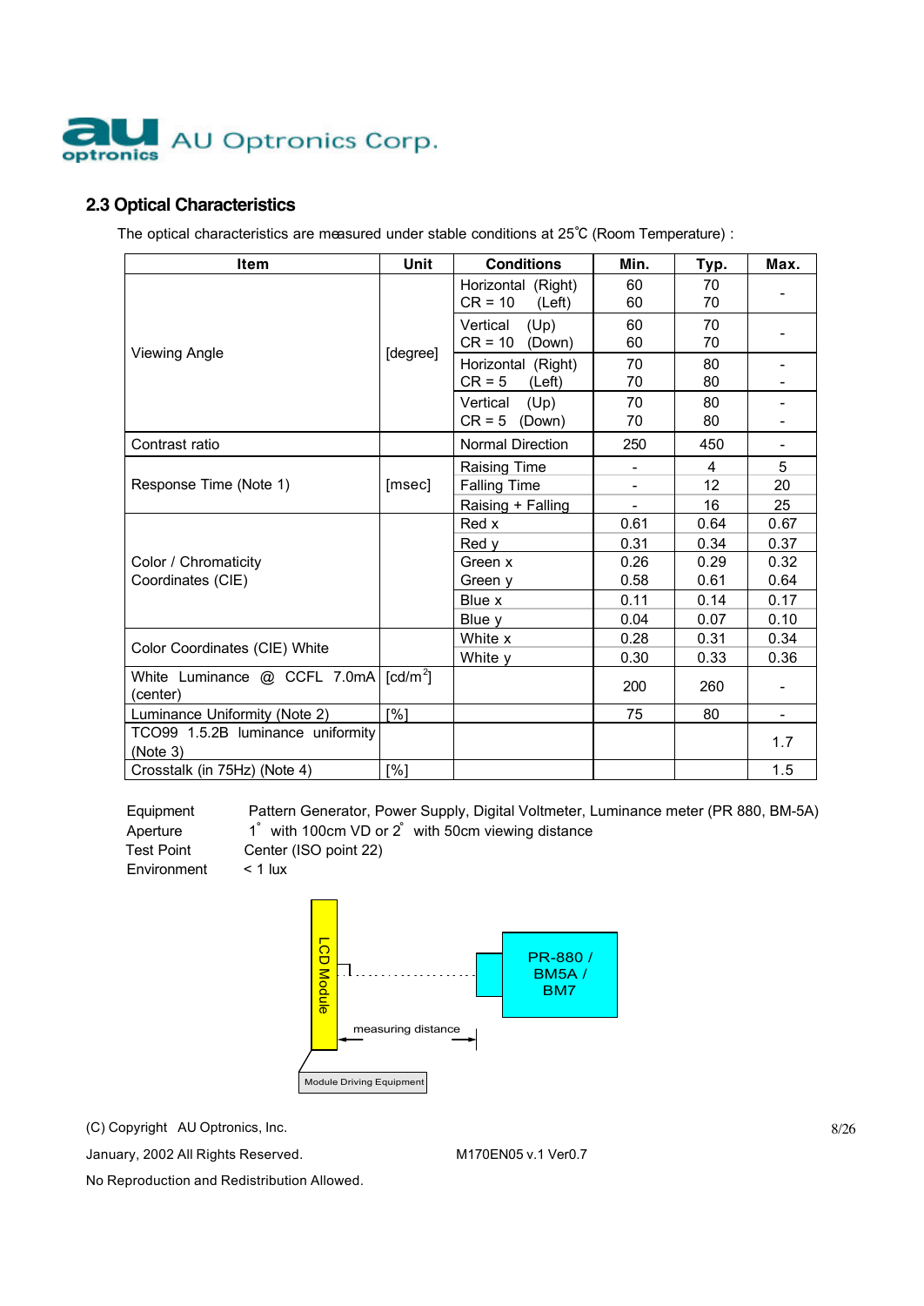## 2.3 Optical Characteristics

The optical characteristics are measured under stable conditions at 25℃ (Room Temperature) :

| Item | Unit | Conditions | Min. | Typ. | Max. |
|---|---|---|---|---|---|
| Viewing Angle | [degree] | Horizontal (Right) CR = 10 (Left) | 60 60 | 70 70 | - |
| | | Vertical (Up) CR = 10 (Down) | 60 60 | 70 70 | - |
| | | Horizontal (Right) CR = 5 (Left) | 70 70 | 80 80 | - - |
| | | Vertical (Up) CR = 5 (Down) | 70 70 | 80 80 | - - |
| Contrast ratio | | Normal Direction | 250 | 450 | - |
| Response Time (Note 1) | [msec] | Raising Time | - | 4 | 5 |
| | | Falling Time | - | 12 | 20 |
| | | Raising + Falling | - | 16 | 25 |
| Color / Chromaticity Coordinates (CIE) | | Red x | 0.61 | 0.64 | 0.67 |
| | | Red y | 0.31 | 0.34 | 0.37 |
| | | Green x | 0.26 | 0.29 | 0.32 |
| | | Green y | 0.58 | 0.61 | 0.64 |
| | | Blue x | 0.11 | 0.14 | 0.17 |
| | | Blue y | 0.04 | 0.07 | 0.10 |
| Color Coordinates (CIE) White | | White x | 0.28 | 0.31 | 0.34 |
| | | White y | 0.30 | 0.33 | 0.36 |
| White Luminance @ CCFL 7.0mA (center) | [cd/m²] | | 200 | 260 | - |
| Luminance Uniformity (Note 2) | [%] | | 75 | 80 | - |
| TCO99 1.5.2B luminance uniformity (Note 3) | | | | | 1.7 |
| Crosstalk (in 75Hz) (Note 4) | [%] | | | | 1.5 |

Equipment: Pattern Generator, Power Supply, Digital Voltmeter, Luminance meter (PR 880, BM-5A)
Aperture: 1° with 100cm VD or 2° with 50cm viewing distance
Test Point: Center (ISO point 22)
Environment: < 1 lux

LCD Module

PR-880 / BM5A / BM7

measuring distance

Module Driving Equipment

(C) Copyright AU Optronics, Inc.
January, 2002 All Rights Reserved. M170EN05 v.1 Ver0.7
No Reproduction and Redistribution Allowed.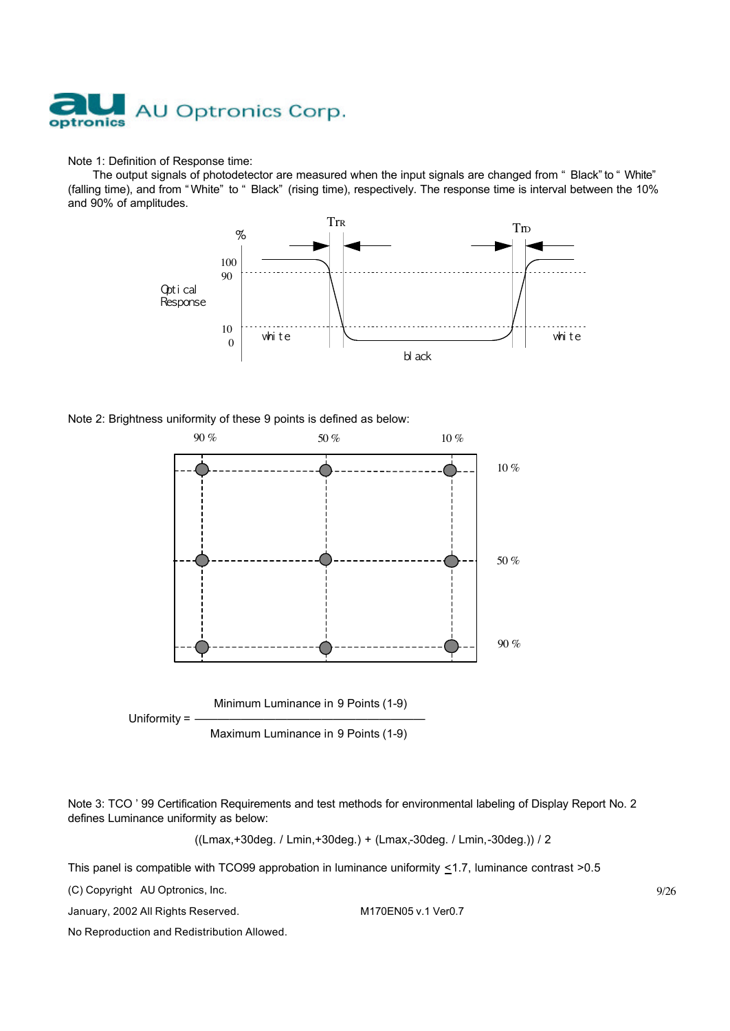Note 1: Definition of Response time:

The output signals of photodetector are measured when the input signals are changed from " Black" to " White" (falling time), and from " White" to " Black" (rising time), respectively. The response time is interval between the 10% and 90% of amplitudes.

Note 2: Brightness uniformity of these 9 points is defined as below:

$$\text{Uniformity} = \frac{\text{Minimum Luminance in 9 Points (1-9)}}{\text{Maximum Luminance in 9 Points (1-9)}}$$

Note 3: TCO ' 99 Certification Requirements and test methods for environmental labeling of Display Report No. 2 defines Luminance uniformity as below:

((Lmax,+30deg. / Lmin,+30deg.) + (Lmax,-30deg. / Lmin,-30deg.)) / 2

This panel is compatible with TCO99 approbation in luminance uniformity $\leq$1.7, luminance contrast >0.5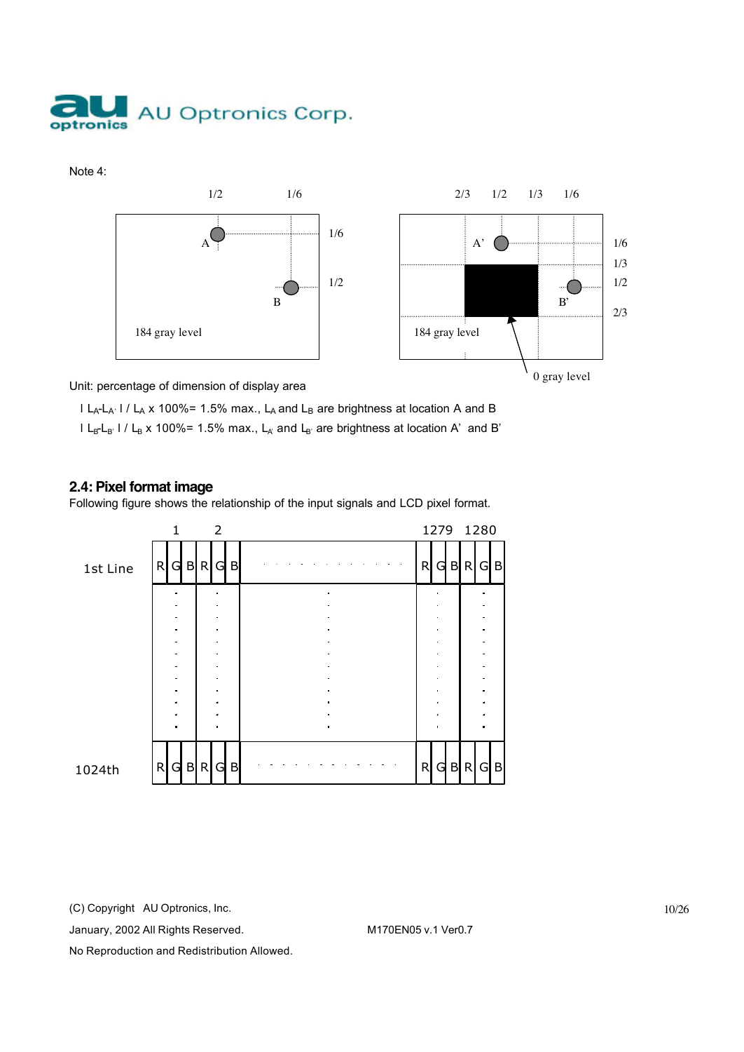Note 4:

184 gray level

0 gray level

Unit: percentage of dimension of display area

$| L_A - L_{A'} | / L_A \times 100\% = 1.5\%$ max., $L_A$ and $L_B$ are brightness at location A and B

$| L_B - L_{B'} | / L_B \times 100\% = 1.5\%$ max., $L_{A'}$ and $L_{B'}$ are brightness at location A' and B'

## 2.4: Pixel format image

Following figure shows the relationship of the input signals and LCD pixel format.

| | 1 | | | 2 | | | | 1279 | | | 1280 | | |
|---|---|---|---|---|---|---|---|---|---|---|---|---|---|
| 1st Line | R | G | B | R | G | B | . . . . . . . . . . . . | R | G | B | R | G | B |
| : | : | | | : | | | : | : | | | : | | |
| 1024th | R | G | B | R | G | B | . . . . . . . . . . . . | R | G | B | R | G | B |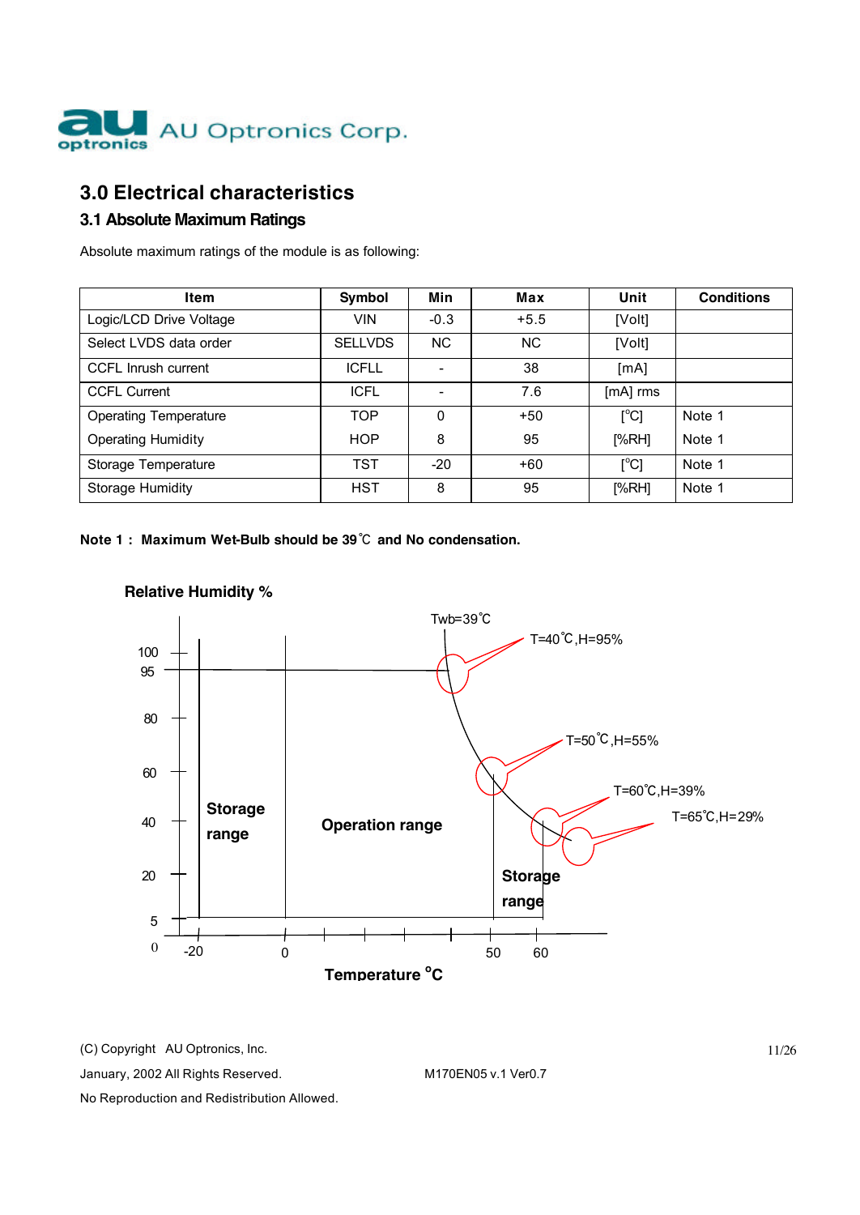## 3.0 Electrical characteristics

### 3.1 Absolute Maximum Ratings

Absolute maximum ratings of the module is as following:

| Item | Symbol | Min | Max | Unit | Conditions |
|---|---|---|---|---|---|
| Logic/LCD Drive Voltage | VIN | -0.3 | +5.5 | [Volt] | |
| Select LVDS data order | SELLVDS | NC | NC | [Volt] | |
| CCFL Inrush current | ICFLL | - | 38 | [mA] | |
| CCFL Current | ICFL | - | 7.6 | [mA] rms | |
| Operating Temperature | TOP | 0 | +50 | [°C] | Note 1 |
| Operating Humidity | HOP | 8 | 95 | [%RH] | Note 1 |
| Storage Temperature | TST | -20 | +60 | [°C] | Note 1 |
| Storage Humidity | HST | 8 | 95 | [%RH] | Note 1 |

**Note 1 : Maximum Wet-Bulb should be 39℃ and No condensation.**

**Relative Humidity %**

Twb=39℃

T=40℃,H=95%

T=50℃,H=55%

T=60℃,H=39%

T=65℃,H=29%

**Storage range**

**Operation range**

**Storage range**

**Temperature °C**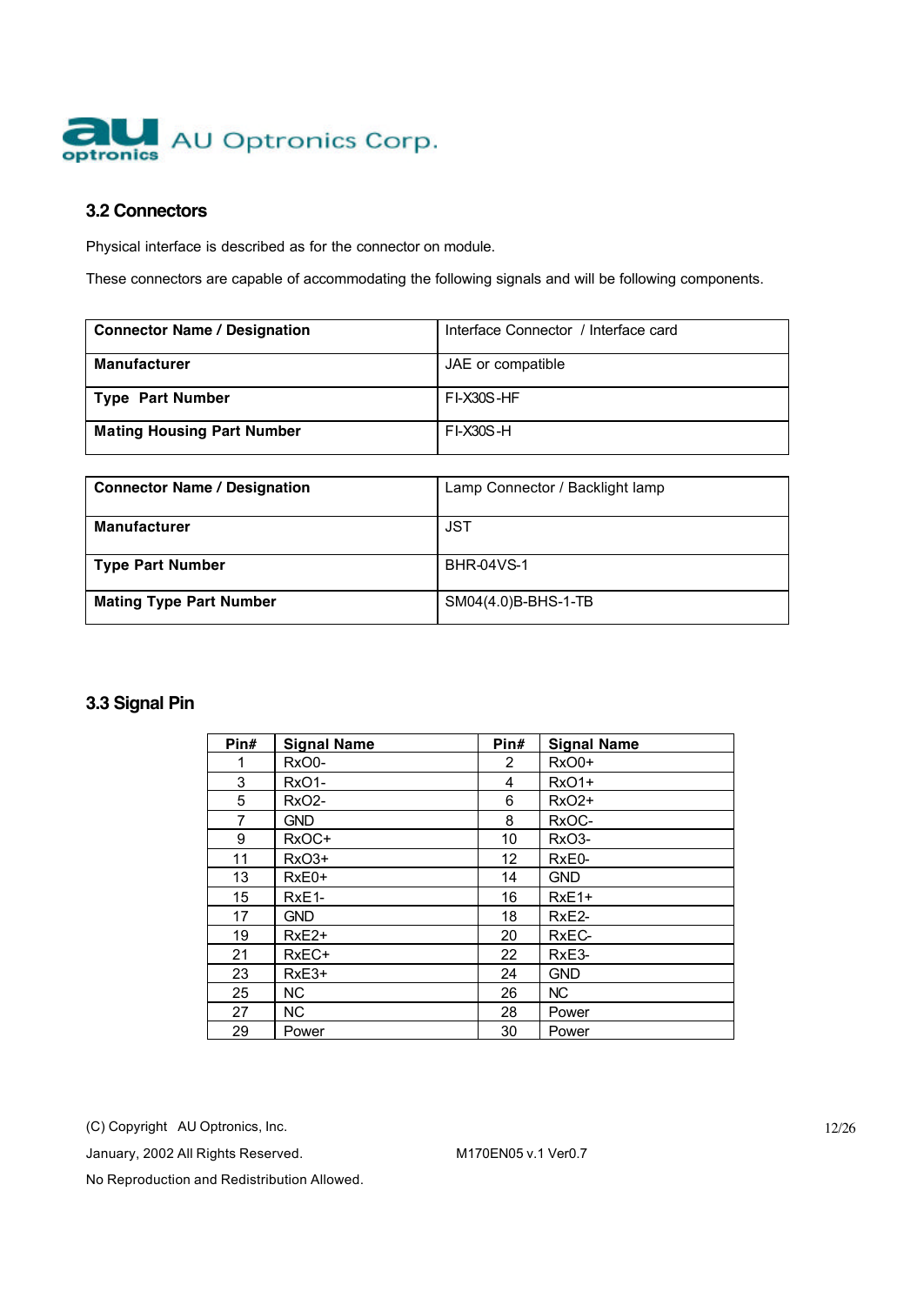## 3.2 Connectors

Physical interface is described as for the connector on module.

These connectors are capable of accommodating the following signals and will be following components.

| **Connector Name / Designation** | Interface Connector / Interface card |
|---|---|
| **Manufacturer** | JAE or compatible |
| **Type Part Number** | FI-X30S-HF |
| **Mating Housing Part Number** | FI-X30S-H |

| **Connector Name / Designation** | Lamp Connector / Backlight lamp |
|---|---|
| **Manufacturer** | JST |
| **Type Part Number** | BHR-04VS-1 |
| **Mating Type Part Number** | SM04(4.0)B-BHS-1-TB |

## 3.3 Signal Pin

| Pin# | Signal Name | Pin# | Signal Name |
|---|---|---|---|
| 1 | RxO0- | 2 | RxO0+ |
| 3 | RxO1- | 4 | RxO1+ |
| 5 | RxO2- | 6 | RxO2+ |
| 7 | GND | 8 | RxOC- |
| 9 | RxOC+ | 10 | RxO3- |
| 11 | RxO3+ | 12 | RxE0- |
| 13 | RxE0+ | 14 | GND |
| 15 | RxE1- | 16 | RxE1+ |
| 17 | GND | 18 | RxE2- |
| 19 | RxE2+ | 20 | RxEC- |
| 21 | RxEC+ | 22 | RxE3- |
| 23 | RxE3+ | 24 | GND |
| 25 | NC | 26 | NC |
| 27 | NC | 28 | Power |
| 29 | Power | 30 | Power |

(C) Copyright AU Optronics, Inc.

January, 2002 All Rights Reserved. M170EN05 v.1 Ver0.7

No Reproduction and Redistribution Allowed.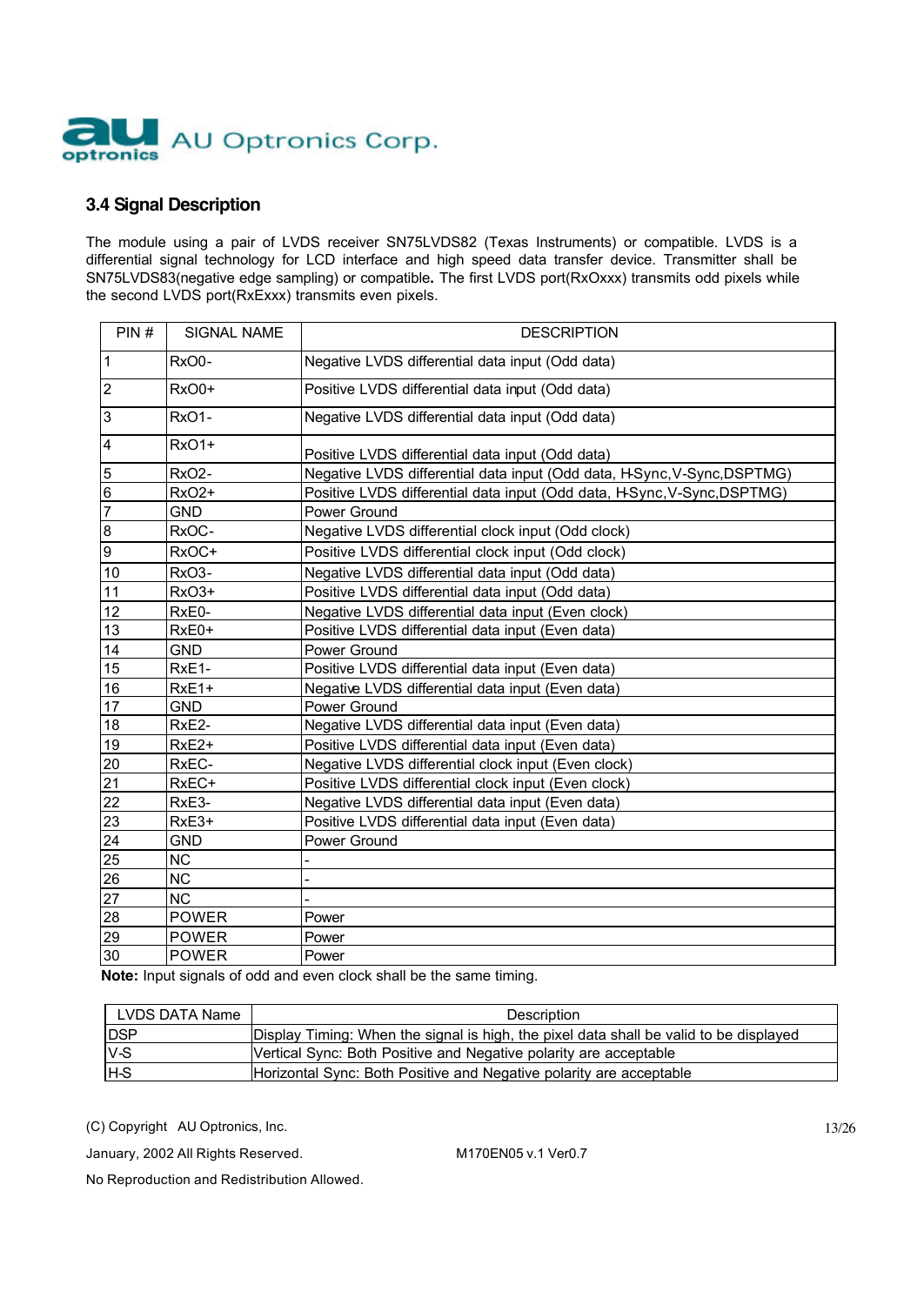### 3.4 Signal Description

The module using a pair of LVDS receiver SN75LVDS82 (Texas Instruments) or compatible. LVDS is a differential signal technology for LCD interface and high speed data transfer device. Transmitter shall be SN75LVDS83(negative edge sampling) or compatible**.** The first LVDS port(RxOxxx) transmits odd pixels while the second LVDS port(RxExxx) transmits even pixels.

| PIN # | SIGNAL NAME | DESCRIPTION |
|---|---|---|
| 1 | RxO0- | Negative LVDS differential data input (Odd data) |
| 2 | RxO0+ | Positive LVDS differential data input (Odd data) |
| 3 | RxO1- | Negative LVDS differential data input (Odd data) |
| 4 | RxO1+ | Positive LVDS differential data input (Odd data) |
| 5 | RxO2- | Negative LVDS differential data input (Odd data, H-Sync,V-Sync,DSPTMG) |
| 6 | RxO2+ | Positive LVDS differential data input (Odd data, H-Sync,V-Sync,DSPTMG) |
| 7 | GND | Power Ground |
| 8 | RxOC- | Negative LVDS differential clock input (Odd clock) |
| 9 | RxOC+ | Positive LVDS differential clock input (Odd clock) |
| 10 | RxO3- | Negative LVDS differential data input (Odd data) |
| 11 | RxO3+ | Positive LVDS differential data input (Odd data) |
| 12 | RxE0- | Negative LVDS differential data input (Even clock) |
| 13 | RxE0+ | Positive LVDS differential data input (Even data) |
| 14 | GND | Power Ground |
| 15 | RxE1- | Positive LVDS differential data input (Even data) |
| 16 | RxE1+ | Negative LVDS differential data input (Even data) |
| 17 | GND | Power Ground |
| 18 | RxE2- | Negative LVDS differential data input (Even data) |
| 19 | RxE2+ | Positive LVDS differential data input (Even data) |
| 20 | RxEC- | Negative LVDS differential clock input (Even clock) |
| 21 | RxEC+ | Positive LVDS differential clock input (Even clock) |
| 22 | RxE3- | Negative LVDS differential data input (Even data) |
| 23 | RxE3+ | Positive LVDS differential data input (Even data) |
| 24 | GND | Power Ground |
| 25 | NC | - |
| 26 | NC | - |
| 27 | NC | - |
| 28 | POWER | Power |
| 29 | POWER | Power |
| 30 | POWER | Power |

**Note:** Input signals of odd and even clock shall be the same timing.

| LVDS DATA Name | Description |
|---|---|
| DSP | Display Timing: When the signal is high, the pixel data shall be valid to be displayed |
| V-S | Vertical Sync: Both Positive and Negative polarity are acceptable |
| H-S | Horizontal Sync: Both Positive and Negative polarity are acceptable |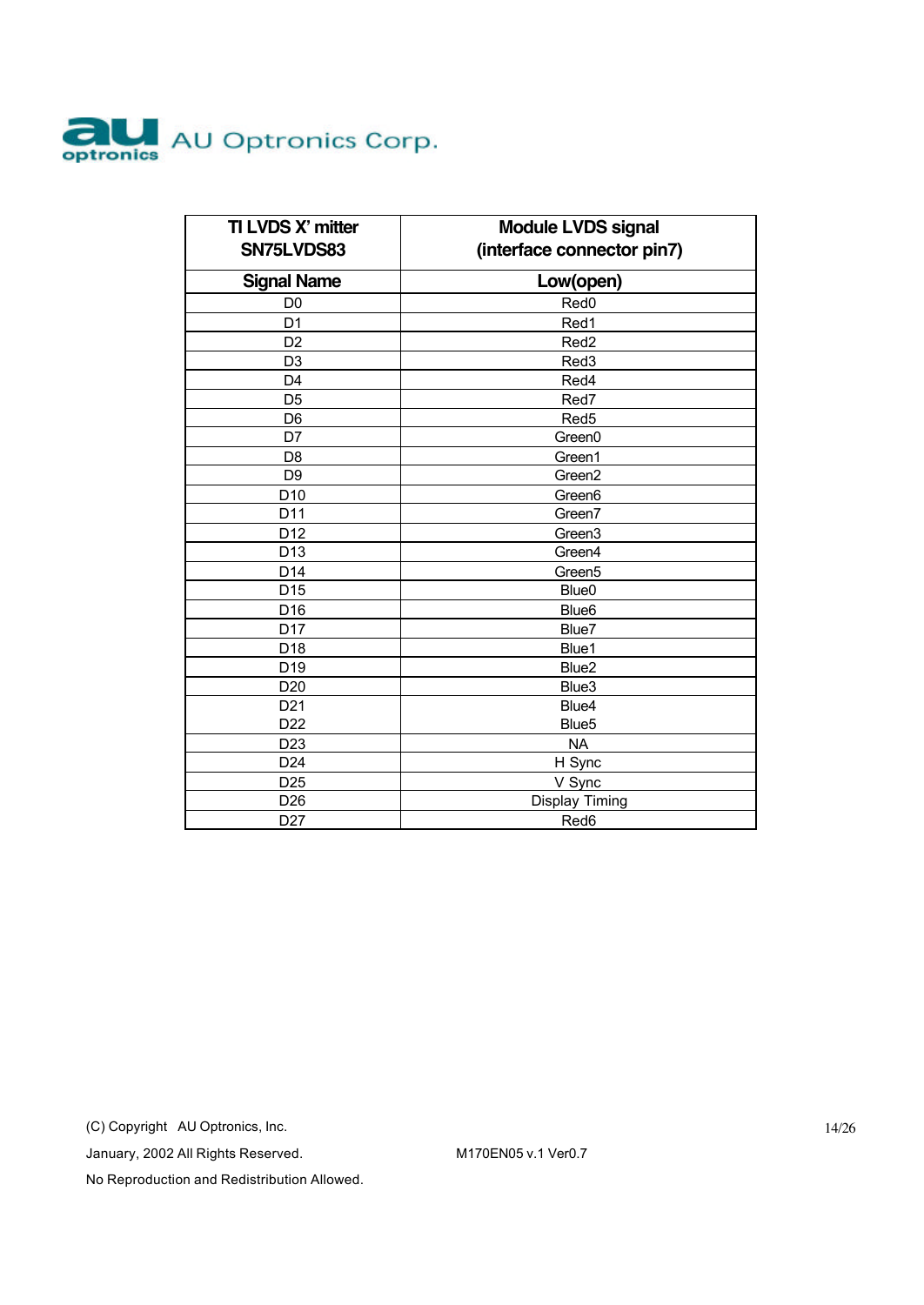| TI LVDS X' mitter SN75LVDS83 | Module LVDS signal (interface connector pin7) |
|---|---|
| **Signal Name** | **Low(open)** |
| D0 | Red0 |
| D1 | Red1 |
| D2 | Red2 |
| D3 | Red3 |
| D4 | Red4 |
| D5 | Red7 |
| D6 | Red5 |
| D7 | Green0 |
| D8 | Green1 |
| D9 | Green2 |
| D10 | Green6 |
| D11 | Green7 |
| D12 | Green3 |
| D13 | Green4 |
| D14 | Green5 |
| D15 | Blue0 |
| D16 | Blue6 |
| D17 | Blue7 |
| D18 | Blue1 |
| D19 | Blue2 |
| D20 | Blue3 |
| D21<br>D22 | Blue4<br>Blue5 |
| D23 | NA |
| D24 | H Sync |
| D25 | V Sync |
| D26 | Display Timing |
| D27 | Red6 |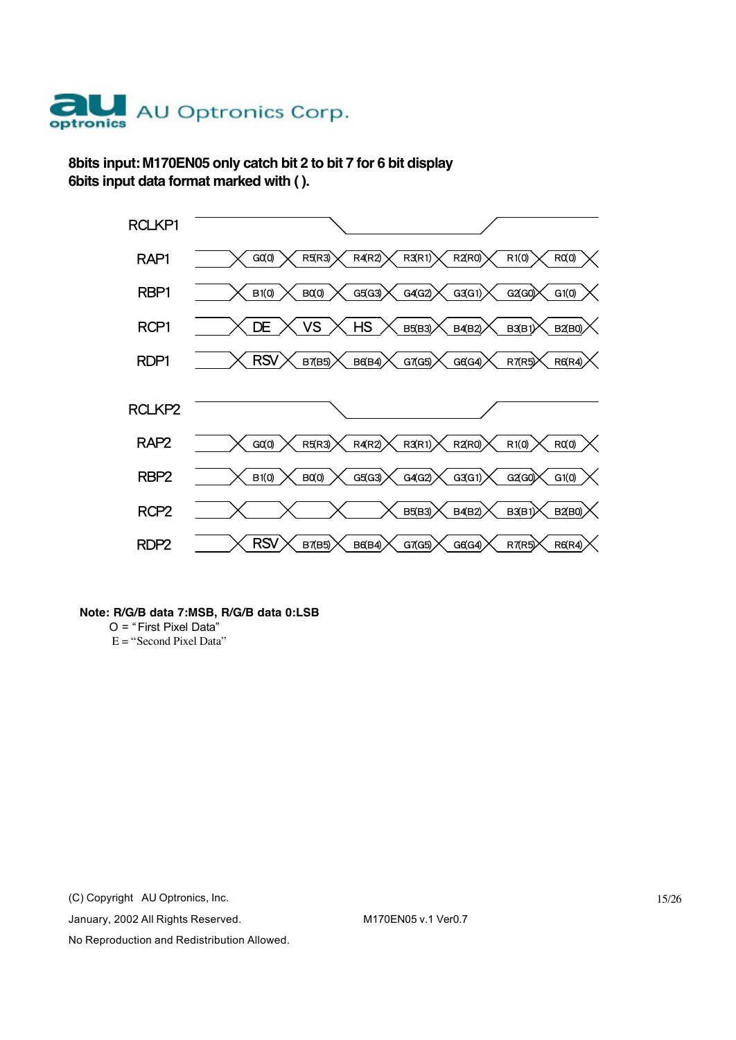**8bits input: M170EN05 only catch bit 2 to bit 7 for 6 bit display**
**6bits input data format marked with ( ).**

| Signal | | | | | | | |
|---|---|---|---|---|---|---|---|
| RCLKP1 | | | | | | | |
| RAP1 | G0(0) | R5(R3) | R4(R2) | R3(R1) | R2(R0) | R1(0) | R0(0) |
| RBP1 | B1(0) | B0(0) | G5(G3) | G4(G2) | G3(G1) | G2(G0) | G1(0) |
| RCP1 | DE | VS | HS | B5(B3) | B4(B2) | B3(B1) | B2(B0) |
| RDP1 | RSV | B7(B5) | B6(B4) | G7(G5) | G6(G4) | R7(R5) | R6(R4) |
| RCLKP2 | | | | | | | |
| RAP2 | G0(0) | R5(R3) | R4(R2) | R3(R1) | R2(R0) | R1(0) | R0(0) |
| RBP2 | B1(0) | B0(0) | G5(G3) | G4(G2) | G3(G1) | G2(G0) | G1(0) |
| RCP2 | | | | B5(B3) | B4(B2) | B3(B1) | B2(B0) |
| RDP2 | RSV | B7(B5) | B6(B4) | G7(G5) | G6(G4) | R7(R5) | R6(R4) |

**Note: R/G/B data 7:MSB, R/G/B data 0:LSB**

O = "First Pixel Data"

E = "Second Pixel Data"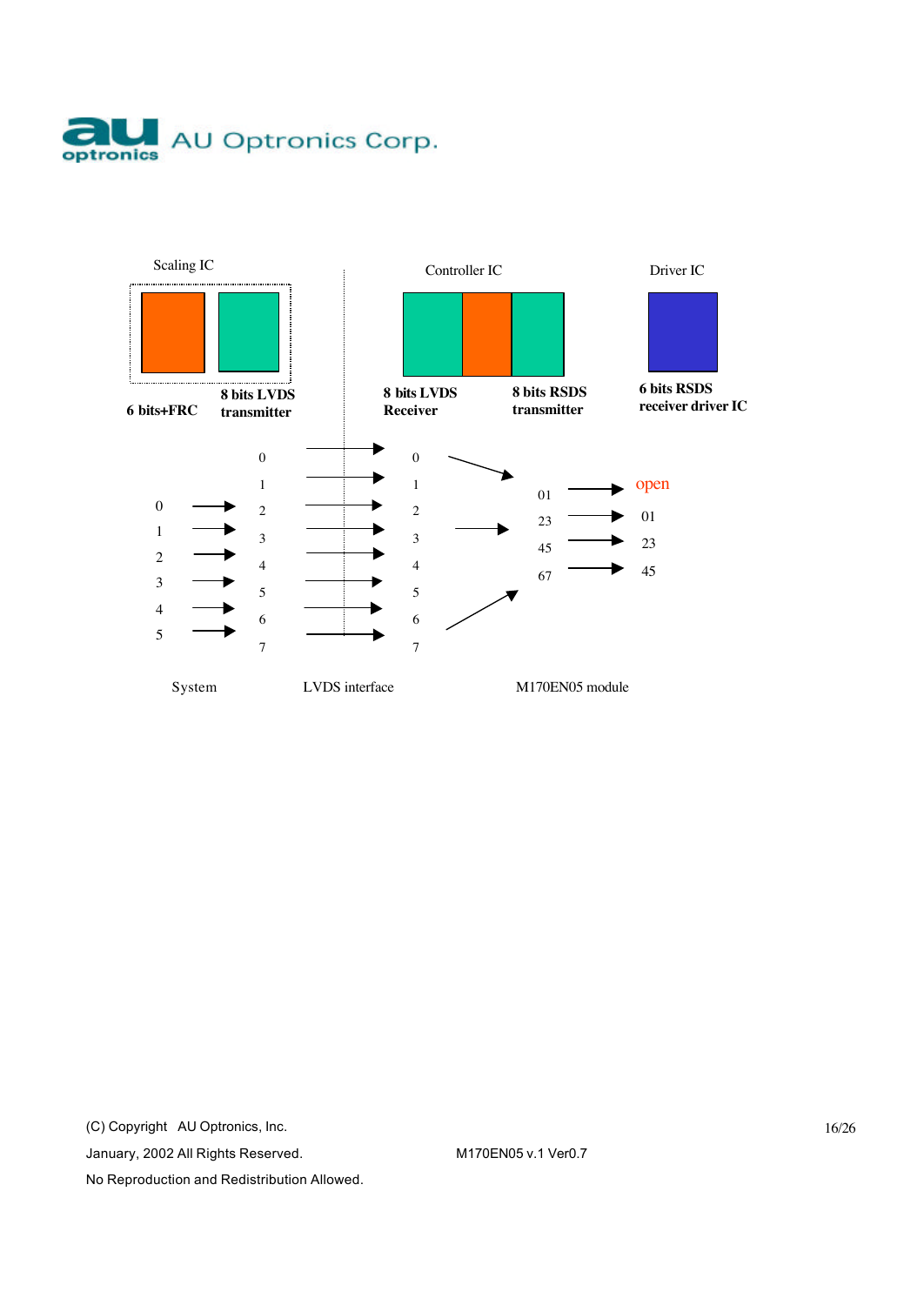Scaling IC

6 bits+FRC

8 bits LVDS transmitter

Controller IC

8 bits LVDS Receiver

8 bits RSDS transmitter

Driver IC

6 bits RSDS receiver driver IC

| System | | | LVDS interface | | M170EN05 module | |
|---|---|---|---|---|---|---|
| | | 0 | → | 0 | | |
| | | 1 | → | 1 | 01 | → open |
| 0 | → | 2 | → | 2 | 23 | → 01 |
| 1 | → | 3 | → | 3 | 45 | → 23 |
| 2 | → | 4 | → | 4 | 67 | → 45 |
| 3 | → | 5 | → | 5 | | |
| 4 | → | 6 | → | 6 | | |
| 5 | → | 7 | → | 7 | | |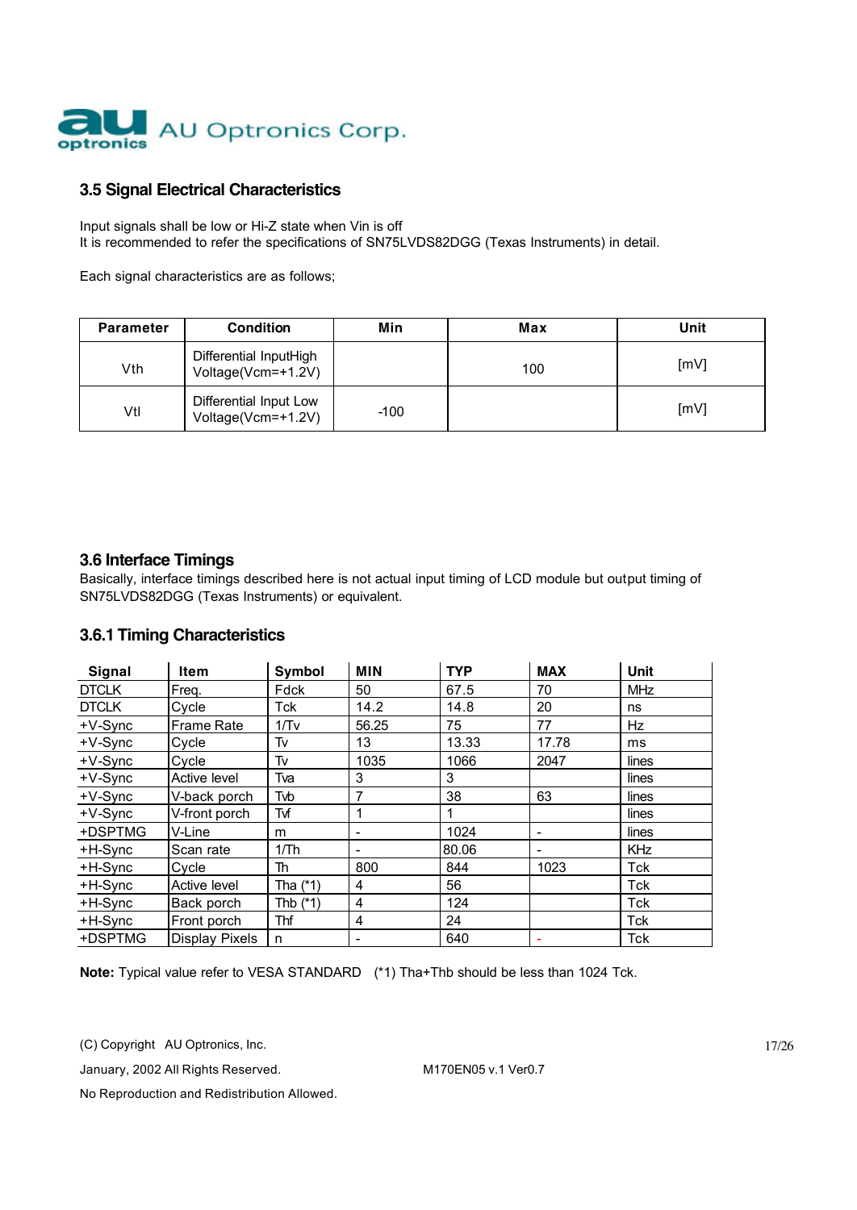### 3.5 Signal Electrical Characteristics

Input signals shall be low or Hi-Z state when Vin is off
It is recommended to refer the specifications of SN75LVDS82DGG (Texas Instruments) in detail.

Each signal characteristics are as follows;

| Parameter | Condition | Min | Max | Unit |
|---|---|---|---|---|
| Vth | Differential InputHigh Voltage(Vcm=+1.2V) | | 100 | [mV] |
| Vtl | Differential Input Low Voltage(Vcm=+1.2V) | -100 | | [mV] |

### 3.6 Interface Timings

Basically, interface timings described here is not actual input timing of LCD module but output timing of SN75LVDS82DGG (Texas Instruments) or equivalent.

### 3.6.1 Timing Characteristics

| Signal | Item | Symbol | MIN | TYP | MAX | Unit |
|---|---|---|---|---|---|---|
| DTCLK | Freq. | Fdck | 50 | 67.5 | 70 | MHz |
| DTCLK | Cycle | Tck | 14.2 | 14.8 | 20 | ns |
| +V-Sync | Frame Rate | 1/Tv | 56.25 | 75 | 77 | Hz |
| +V-Sync | Cycle | Tv | 13 | 13.33 | 17.78 | ms |
| +V-Sync | Cycle | Tv | 1035 | 1066 | 2047 | lines |
| +V-Sync | Active level | Tva | 3 | 3 | | lines |
| +V-Sync | V-back porch | Tvb | 7 | 38 | 63 | lines |
| +V-Sync | V-front porch | Tvf | 1 | 1 | | lines |
| +DSPTMG | V-Line | m | - | 1024 | - | lines |
| +H-Sync | Scan rate | 1/Th | - | 80.06 | - | KHz |
| +H-Sync | Cycle | Th | 800 | 844 | 1023 | Tck |
| +H-Sync | Active level | Tha (*1) | 4 | 56 | | Tck |
| +H-Sync | Back porch | Thb (*1) | 4 | 124 | | Tck |
| +H-Sync | Front porch | Thf | 4 | 24 | | Tck |
| +DSPTMG | Display Pixels | n | - | 640 | - | Tck |

**Note:** Typical value refer to VESA STANDARD (*1) Tha+Thb should be less than 1024 Tck.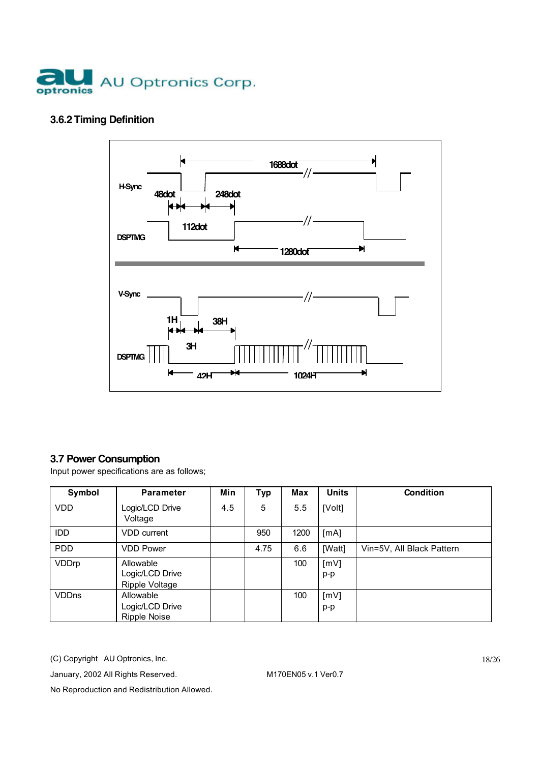### 3.6.2 Timing Definition

H-Sync

1688dot

48dot

248dot

112dot

DSPTMG

1280dot

V-Sync

1H

38H

3H

DSPTMG

42H

1024H

### 3.7 Power Consumption

Input power specifications are as follows;

| Symbol | Parameter | Min | Typ | Max | Units | Condition |
|---|---|---|---|---|---|---|
| VDD | Logic/LCD Drive Voltage | 4.5 | 5 | 5.5 | [Volt] | |
| IDD | VDD current | | 950 | 1200 | [mA] | |
| PDD | VDD Power | | 4.75 | 6.6 | [Watt] | Vin=5V, All Black Pattern |
| VDDrp | Allowable Logic/LCD Drive Ripple Voltage | | | 100 | [mV] p-p | |
| VDDns | Allowable Logic/LCD Drive Ripple Noise | | | 100 | [mV] p-p | |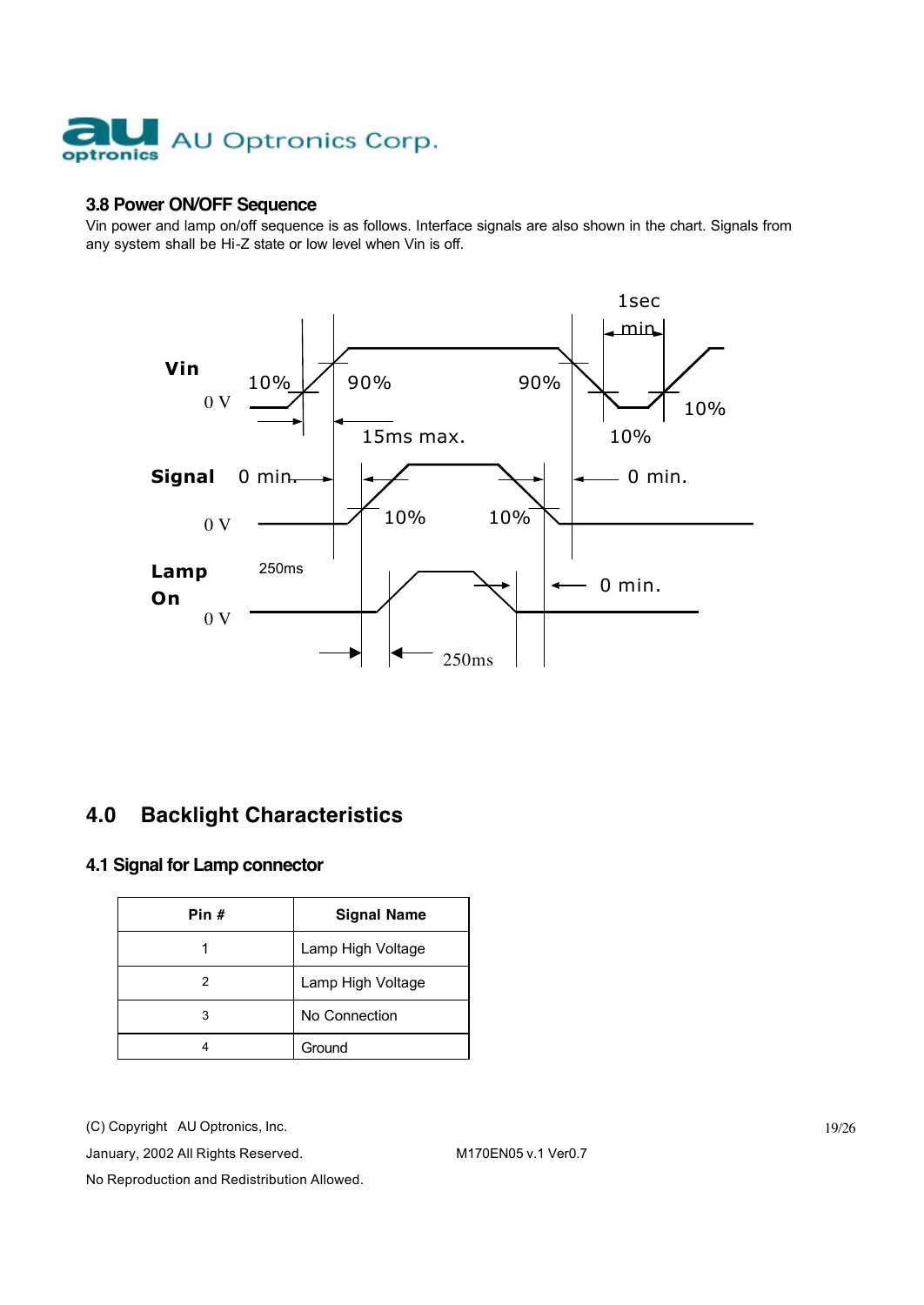### 3.8 Power ON/OFF Sequence

Vin power and lamp on/off sequence is as follows. Interface signals are also shown in the chart. Signals from any system shall be Hi-Z state or low level when Vin is off.

Vin
0 V
10%
90%
15ms max.
90%
1sec min
10%
10%

Signal
0 min.
0 V
10%
10%
0 min.

Lamp On
250ms
0 V
250ms
0 min.

## 4.0 Backlight Characteristics

### 4.1 Signal for Lamp connector

| Pin # | Signal Name |
|---|---|
| 1 | Lamp High Voltage |
| 2 | Lamp High Voltage |
| 3 | No Connection |
| 4 | Ground |

(C) Copyright AU Optronics, Inc.
January, 2002 All Rights Reserved.
No Reproduction and Redistribution Allowed.

M170EN05 v.1 Ver0.7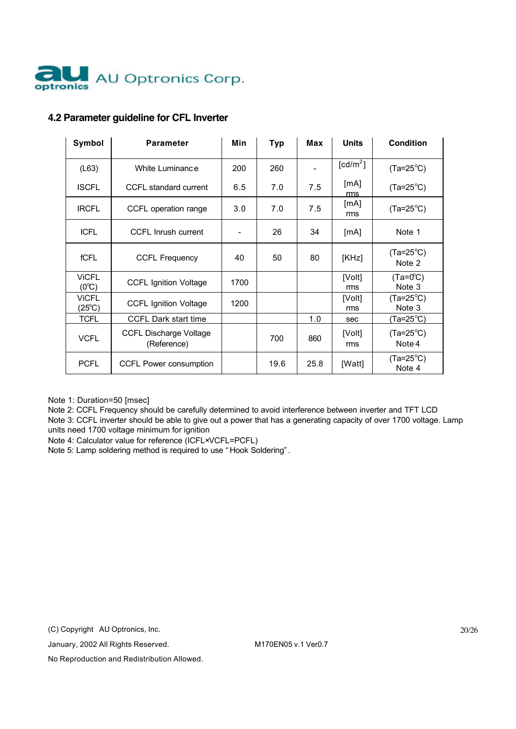## 4.2 Parameter guideline for CFL Inverter

| Symbol | Parameter | Min | Typ | Max | Units | Condition |
|---|---|---|---|---|---|---|
| (L63) | White Luminance | 200 | 260 | - | [cd/m$^2$] | (Ta=25°C) |
| ISCFL | CCFL standard current | 6.5 | 7.0 | 7.5 | [mA] rms | (Ta=25°C) |
| IRCFL | CCFL operation range | 3.0 | 7.0 | 7.5 | [mA] rms | (Ta=25°C) |
| ICFL | CCFL Inrush current | - | 26 | 34 | [mA] | Note 1 |
| fCFL | CCFL Frequency | 40 | 50 | 80 | [KHz] | (Ta=25°C) Note 2 |
| ViCFL (0°C) | CCFL Ignition Voltage | 1700 | | | [Volt] rms | (Ta=0°C) Note 3 |
| ViCFL (25°C) | CCFL Ignition Voltage | 1200 | | | [Volt] rms | (Ta=25°C) Note 3 |
| TCFL | CCFL Dark start time | | | 1.0 | sec | (Ta=25°C) |
| VCFL | CCFL Discharge Voltage (Reference) | | 700 | 860 | [Volt] rms | (Ta=25°C) Note 4 |
| PCFL | CCFL Power consumption | | 19.6 | 25.8 | [Watt] | (Ta=25°C) Note 4 |

Note 1: Duration=50 [msec]
Note 2: CCFL Frequency should be carefully determined to avoid interference between inverter and TFT LCD
Note 3: CCFL inverter should be able to give out a power that has a generating capacity of over 1700 voltage. Lamp units need 1700 voltage minimum for ignition
Note 4: Calculator value for reference (ICFL×VCFL=PCFL)
Note 5: Lamp soldering method is required to use "Hook Soldering".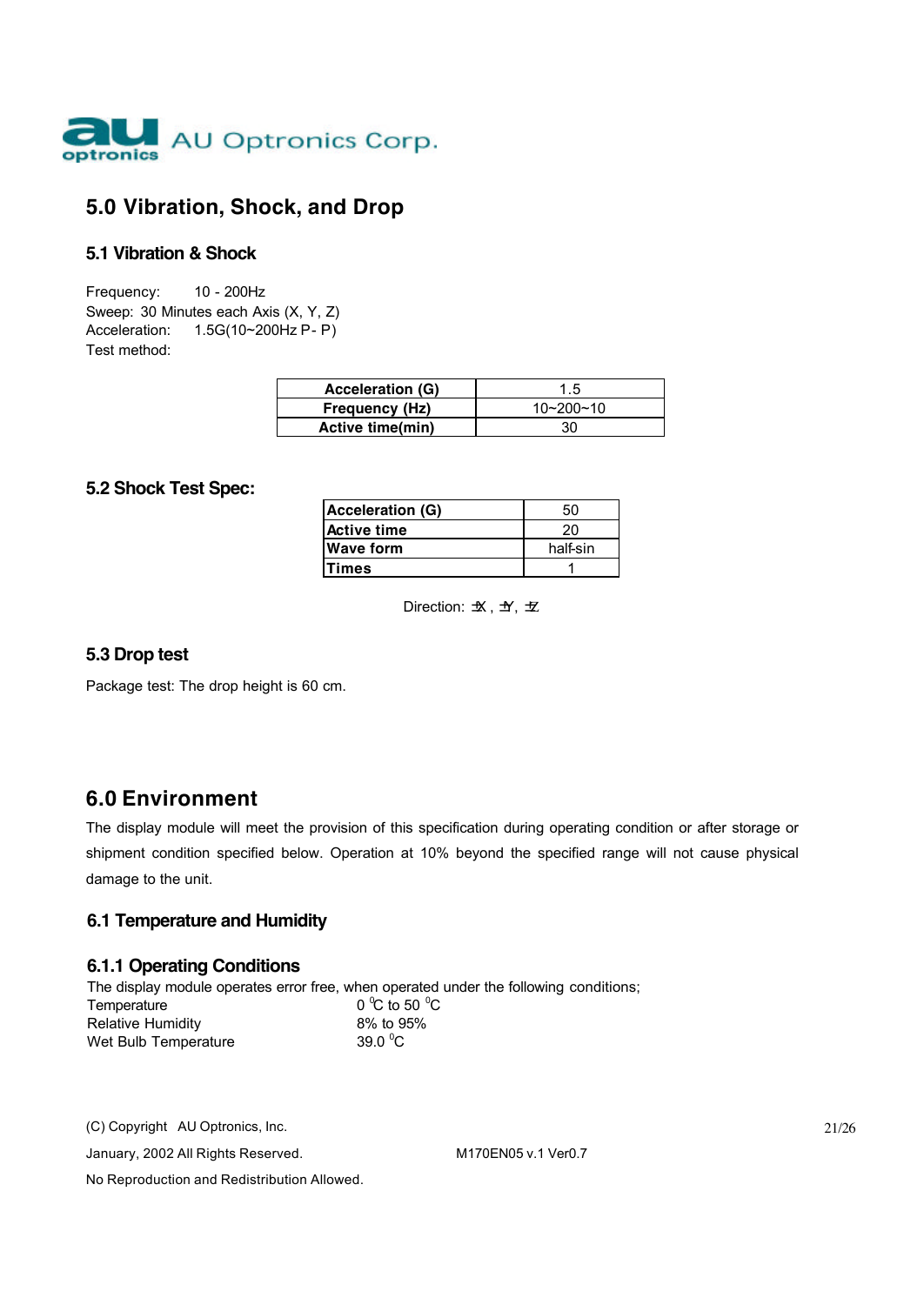## 5.0 Vibration, Shock, and Drop

### 5.1 Vibration & Shock

Frequency: 10 - 200Hz
Sweep: 30 Minutes each Axis (X, Y, Z)
Acceleration: 1.5G(10~200Hz P- P)
Test method:

| Acceleration (G) | 1.5 |
|---|---|
| Frequency (Hz) | 10~200~10 |
| Active time(min) | 30 |

### 5.2 Shock Test Spec:

| Acceleration (G) | 50 |
|---|---|
| Active time | 20 |
| Wave form | half-sin |
| Times | 1 |

Direction: ±X , ±Y, ±Z

### 5.3 Drop test

Package test: The drop height is 60 cm.

## 6.0 Environment

The display module will meet the provision of this specification during operating condition or after storage or shipment condition specified below. Operation at 10% beyond the specified range will not cause physical damage to the unit.

### 6.1 Temperature and Humidity

#### 6.1.1 Operating Conditions

The display module operates error free, when operated under the following conditions;

| | |
|---|---|
| Temperature | 0 °C to 50 °C |
| Relative Humidity | 8% to 95% |
| Wet Bulb Temperature | 39.0 °C |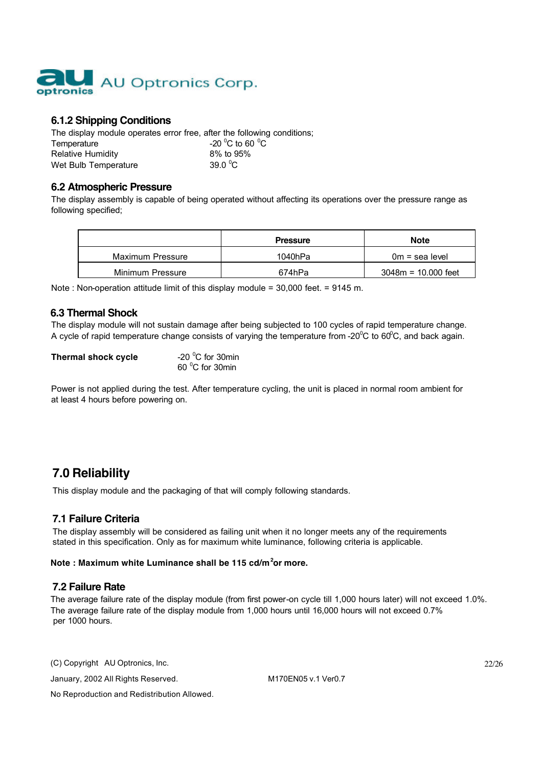### 6.1.2 Shipping Conditions

The display module operates error free, after the following conditions;

Temperature -20 $^0$C to 60 $^0$C
Relative Humidity 8% to 95%
Wet Bulb Temperature 39.0 $^0$C

### 6.2 Atmospheric Pressure

The display assembly is capable of being operated without affecting its operations over the pressure range as following specified;

| | Pressure | Note |
|---|---|---|
| Maximum Pressure | 1040hPa | 0m = sea level |
| Minimum Pressure | 674hPa | 3048m = 10.000 feet |

Note : Non-operation attitude limit of this display module = 30,000 feet. = 9145 m.

### 6.3 Thermal Shock

The display module will not sustain damage after being subjected to 100 cycles of rapid temperature change. A cycle of rapid temperature change consists of varying the temperature from -20$^0$C to 60$^0$C, and back again.

**Thermal shock cycle** -20 $^0$C for 30min
60 $^0$C for 30min

Power is not applied during the test. After temperature cycling, the unit is placed in normal room ambient for at least 4 hours before powering on.

## 7.0 Reliability

This display module and the packaging of that will comply following standards.

### 7.1 Failure Criteria

The display assembly will be considered as failing unit when it no longer meets any of the requirements stated in this specification. Only as for maximum white luminance, following criteria is applicable.

**Note : Maximum white Luminance shall be 115 cd/m$^2$ or more.**

### 7.2 Failure Rate

The average failure rate of the display module (from first power-on cycle till 1,000 hours later) will not exceed 1.0%.
The average failure rate of the display module from 1,000 hours until 16,000 hours will not exceed 0.7% per 1000 hours.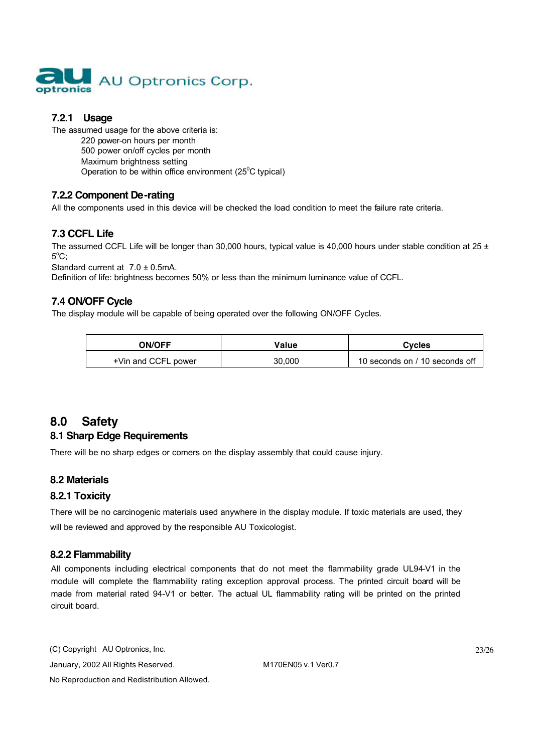### 7.2.1 Usage

The assumed usage for the above criteria is:

220 power-on hours per month
500 power on/off cycles per month
Maximum brightness setting
Operation to be within office environment ($25^0$C typical)

### 7.2.2 Component De-rating

All the components used in this device will be checked the load condition to meet the failure rate criteria.

## 7.3 CCFL Life

The assumed CCFL Life will be longer than 30,000 hours, typical value is 40,000 hours under stable condition at 25 ± $5^o$C;
Standard current at 7.0 ± 0.5mA.
Definition of life: brightness becomes 50% or less than the minimum luminance value of CCFL.

## 7.4 ON/OFF Cycle

The display module will be capable of being operated over the following ON/OFF Cycles.

| ON/OFF | Value | Cycles |
|---|---|---|
| +Vin and CCFL power | 30,000 | 10 seconds on / 10 seconds off |

# 8.0 Safety

## 8.1 Sharp Edge Requirements

There will be no sharp edges or comers on the display assembly that could cause injury.

## 8.2 Materials

### 8.2.1 Toxicity

There will be no carcinogenic materials used anywhere in the display module. If toxic materials are used, they will be reviewed and approved by the responsible AU Toxicologist.

### 8.2.2 Flammability

All components including electrical components that do not meet the flammability grade UL94-V1 in the module will complete the flammability rating exception approval process. The printed circuit board will be made from material rated 94-V1 or better. The actual UL flammability rating will be printed on the printed circuit board.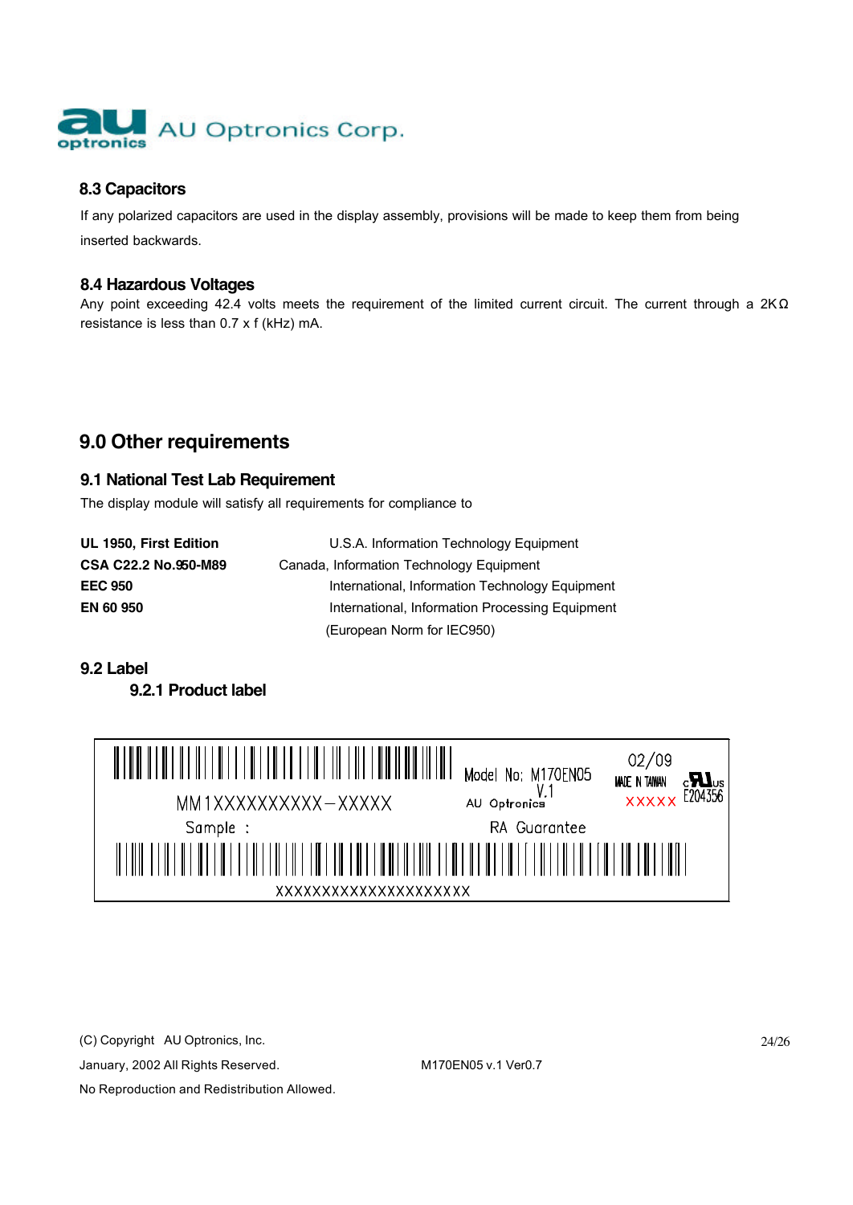### 8.3 Capacitors

If any polarized capacitors are used in the display assembly, provisions will be made to keep them from being inserted backwards.

### 8.4 Hazardous Voltages

Any point exceeding 42.4 volts meets the requirement of the limited current circuit. The current through a 2KΩ resistance is less than 0.7 x f (kHz) mA.

## 9.0 Other requirements

### 9.1 National Test Lab Requirement

The display module will satisfy all requirements for compliance to

| | |
|---|---|
| **UL 1950, First Edition** | U.S.A. Information Technology Equipment |
| **CSA C22.2 No.950-M89** | Canada, Information Technology Equipment |
| **EEC 950** | International, Information Technology Equipment |
| **EN 60 950** | International, Information Processing Equipment (European Norm for IEC950) |

### 9.2 Label

#### 9.2.1 Product label

MM1XXXXXXXXXX–XXXXX

Model No: M170EN05 V.1

AU Optronics

02/09

MADE IN TAIWAN

XXXXX

E204356

Sample :

RA Guarantee

XXXXXXXXXXXXXXXXXXXX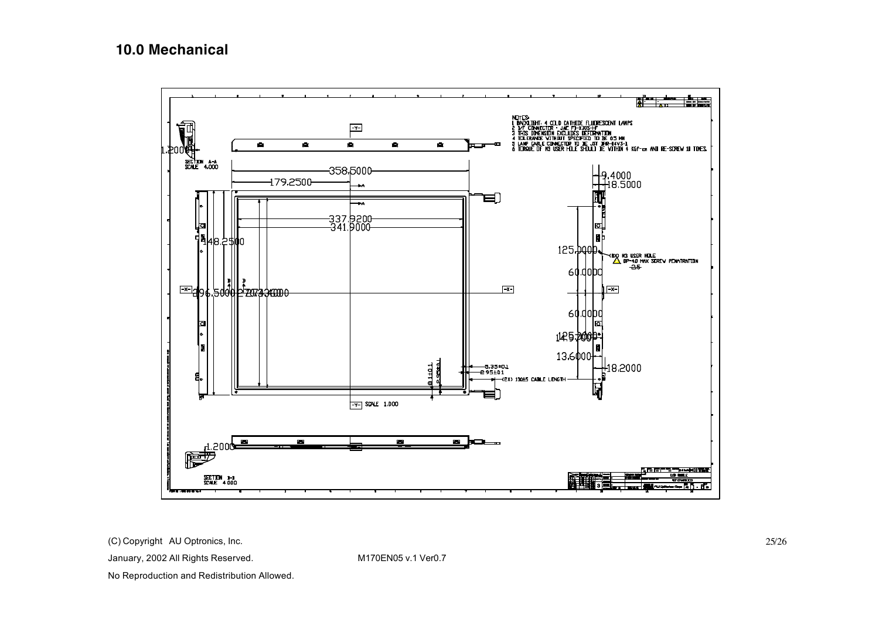# 10.0 Mechanical

NOTES:
1 BACKLIGHT: 4 COLD CATHODE FLUORESCENT LAMPS
2 I/F CONNECTOR : JAE FI-X30S-HF
3 THIS DIMENSION EXCLUDES DEFORMATION
4 TOLERANCE WITHOUT SPECIFIED TO BE 0.5 MM
5 LAMP CABLE CONNECTOR TO BE JST BHR-04VS-1
6 TORQUE OF M3 USER HOLE SHOULD BE WITHIN 4 KGF-cm AND RE-SCREW 10 TIMES.

SECTION A-A
SCALE 4.000

SECTION B-B
SCALE 4.000

-Y- SCALE 1.000

1.2000
358.5000
179.2500
337.9200
341.9000
148.2500
296.5000
270.3400
9.4000
18.5000
125.0000
60.0000
60.0000
125.0000
14.9000
13.6000
18.2000
(8X) M3 USER HOLE
DP=4.0 MAX SCREW PENETRATION
2.5
8.35±0.1
2.95±0.1
8.1±0.1
2.95±0.1
(8X) 130±5 CABLE LENGTH

(C) Copyright AU Optronics, Inc.
January, 2002 All Rights Reserved.
M170EN05 v.1 Ver0.7
No Reproduction and Redistribution Allowed.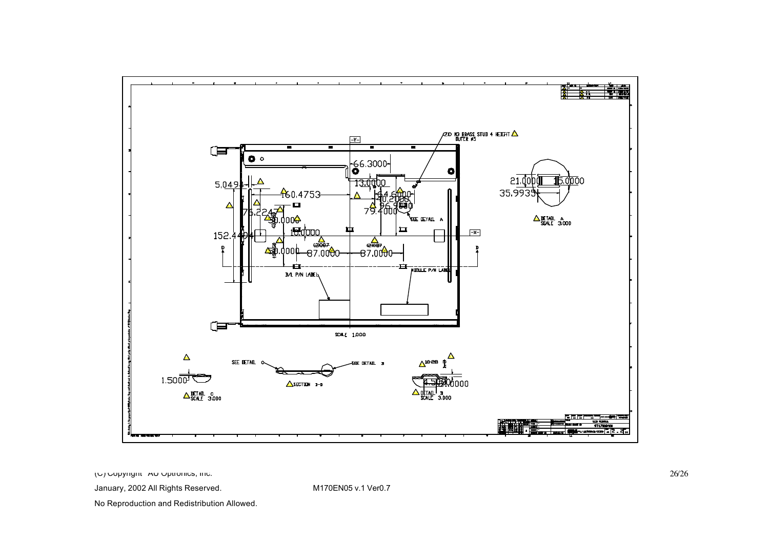(2X) NO BRASS STUD 4 HEIGHT
OUTER #5

-Y-

66.3000

13.0000

5.0491

160.4753

54.6000

40.2000

96.9000

79.4000

76.2247

30.0000

SEE DETAIL A

152.4494

10.0000

-X-

(2X)087

(2X)087

D

30.0000

87.0000

87.0000

D

B/L P/N LABEL

MODULE P/N LABEL

SCALE 1.000

21.0000

15.0000

35.9935

DETAIL A
SCALE 3.000

SEE DETAIL C

SEE DETAIL B

SECTION D-D

1.5000

DETAIL C
SCALE 3.000

4.5000

2.0000

DETAIL B
SCALE 3.000

LCD MODULE

(C) Copyright AU Optronics, Inc.
January, 2002 All Rights Reserved.
M170EN05 v.1 Ver0.7
No Reproduction and Redistribution Allowed.